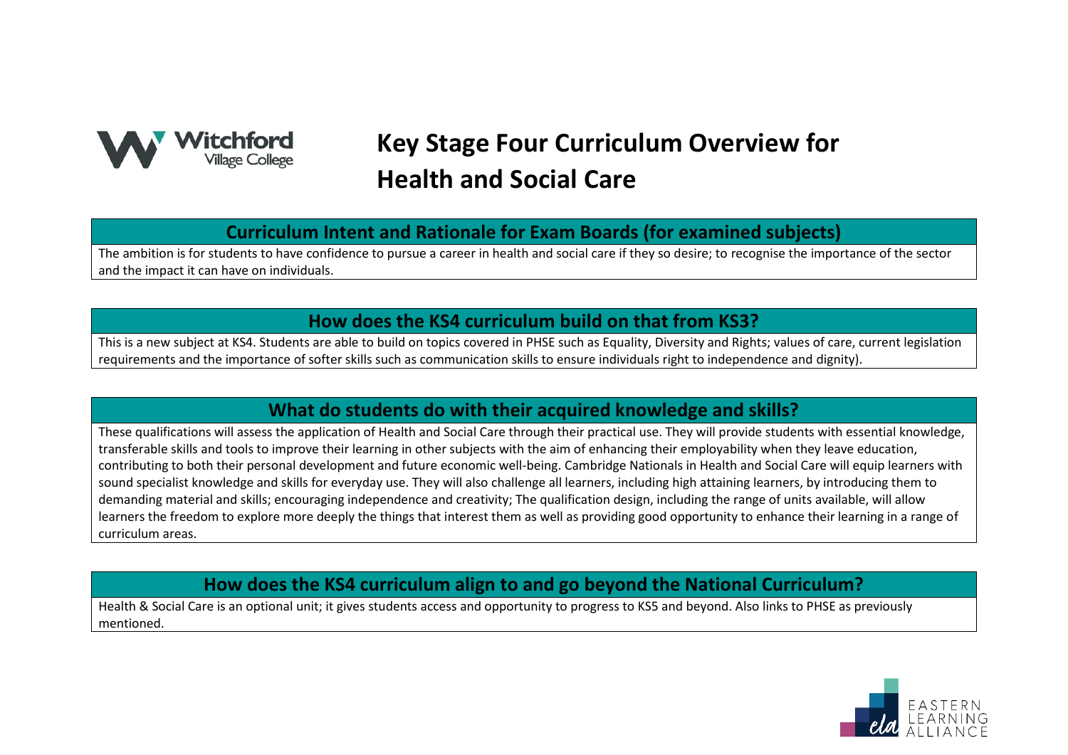# Key Stage Four Curriculum Overview for Health and Social Care

## Curriculum Intent and Rationale for Exam Boards (for examined subjects)

The ambition is for students to have confidence to pursue a career in health and social care if they so desire; to recognise the importance of the sector and the impact it can have on individuals.

## How does the KS4 curriculum build on that from KS3?

This is a new subject at KS4. Students are able to build on topics covered in PHSE such as Equality, Diversity and Rights; values of care, current legislation requirements and the importance of softer skills such as communication skills to ensure individuals right to independence and dignity).

## What do students do with their acquired knowledge and skills?

These qualifications will assess the application of Health and Social Care through their practical use. They will provide students with essential knowledge, transferable skills and tools to improve their learning in other subjects with the aim of enhancing their employability when they leave education, contributing to both their personal development and future economic well-being. Cambridge Nationals in Health and Social Care will equip learners with sound specialist knowledge and skills for everyday use. They will also challenge all learners, including high attaining learners, by introducing them to demanding material and skills; encouraging independence and creativity; The qualification design, including the range of units available, will allow learners the freedom to explore more deeply the things that interest them as well as providing good opportunity to enhance their learning in a range of curriculum areas.

## How does the KS4 curriculum align to and go beyond the National Curriculum?

Health & Social Care is an optional unit; it gives students access and opportunity to progress to KS5 and beyond. Also links to PHSE as previously mentioned.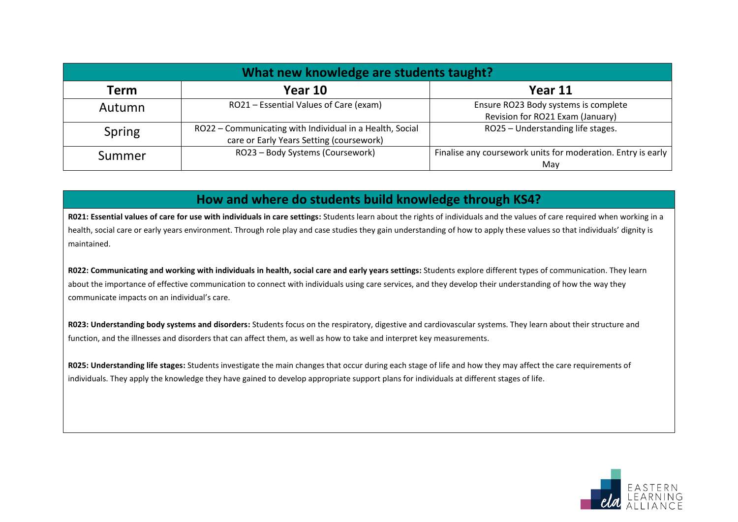| What new knowledge are students taught? | | |
|---|---|---|
| **Term** | **Year 10** | **Year 11** |
| Autumn | RO21 – Essential Values of Care (exam) | Ensure RO23 Body systems is complete<br>Revision for RO21 Exam (January) |
| Spring | RO22 – Communicating with Individual in a Health, Social care or Early Years Setting (coursework) | RO25 – Understanding life stages. |
| Summer | RO23 – Body Systems (Coursework) | Finalise any coursework units for moderation. Entry is early May |

## How and where do students build knowledge through KS4?

**R021: Essential values of care for use with individuals in care settings:** Students learn about the rights of individuals and the values of care required when working in a health, social care or early years environment. Through role play and case studies they gain understanding of how to apply these values so that individuals' dignity is maintained.

**R022: Communicating and working with individuals in health, social care and early years settings:** Students explore different types of communication. They learn about the importance of effective communication to connect with individuals using care services, and they develop their understanding of how the way they communicate impacts on an individual's care.

**R023: Understanding body systems and disorders:** Students focus on the respiratory, digestive and cardiovascular systems. They learn about their structure and function, and the illnesses and disorders that can affect them, as well as how to take and interpret key measurements.

**R025: Understanding life stages:** Students investigate the main changes that occur during each stage of life and how they may affect the care requirements of individuals. They apply the knowledge they have gained to develop appropriate support plans for individuals at different stages of life.